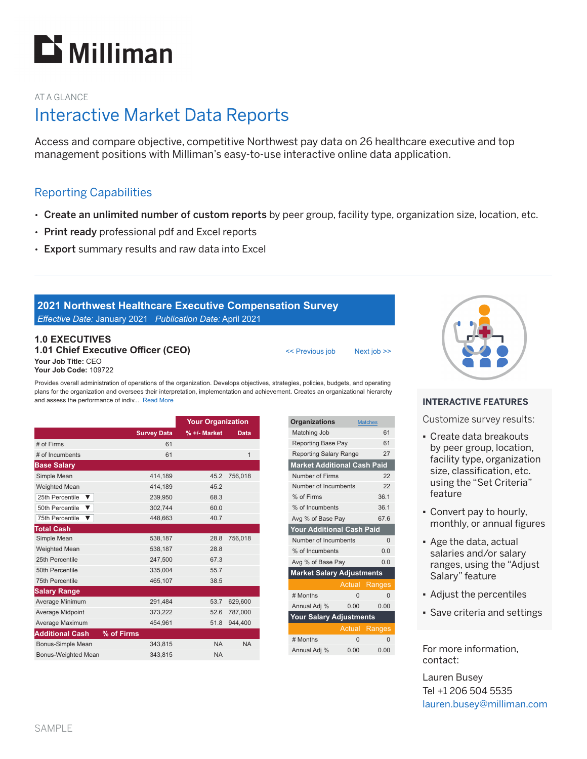# Milliman

AT A GLANCE

## Interactive Market Data Reports

Access and compare objective, competitive Northwest pay data on 26 healthcare executive and top management positions with Milliman's easy-to-use interactive online data application.

### Reporting Capabilities

- **Create an unlimited number of custom reports** by peer group, facility type, organization size, location, etc.
- **Print ready** professional pdf and Excel reports
- **Export** summary results and raw data into Excel

---

**2021 Northwest Healthcare Executive Compensation Survey**
*Effective Date:* January 2021 *Publication Date:* April 2021

**1.0 EXECUTIVES**
**1.01 Chief Executive Officer (CEO)**

<< Previous job    Next job >>

**Your Job Title:** CEO
**Your Job Code:** 109722

Provides overall administration of operations of the organization. Develops objectives, strategies, policies, budgets, and operating plans for the organization and oversees their interpretation, implementation and achievement. Creates an organizational hierarchy and assess the performance of indiv... Read More

| | | Your Organization | |
|---|---|---|---|
| | Survey Data | % +/- Market | Data |
| # of Firms | 61 | | |
| # of Incumbents | 61 | | 1 |
| **Base Salary** | | | |
| Simple Mean | 414,189 | 45.2 | 756,018 |
| Weighted Mean | 414,189 | 45.2 | |
| 25th Percentile ▼ | 239,950 | 68.3 | |
| 50th Percentile ▼ | 302,744 | 60.0 | |
| 75th Percentile ▼ | 448,663 | 40.7 | |
| **Total Cash** | | | |
| Simple Mean | 538,187 | 28.8 | 756,018 |
| Weighted Mean | 538,187 | 28.8 | |
| 25th Percentile | 247,500 | 67.3 | |
| 50th Percentile | 335,004 | 55.7 | |
| 75th Percentile | 465,107 | 38.5 | |
| **Salary Range** | | | |
| Average Minimum | 291,484 | 53.7 | 629,600 |
| Average Midpoint | 373,222 | 52.6 | 787,000 |
| Average Maximum | 454,961 | 51.8 | 944,400 |
| **Additional Cash** / **% of Firms** | | | |
| Bonus-Simple Mean | 343,815 | NA | NA |
| Bonus-Weighted Mean | 343,815 | NA | |

| Organizations | Matches | |
|---|---|---|
| Matching Job | | 61 |
| Reporting Base Pay | | 61 |
| Reporting Salary Range | | 27 |
| **Market Additional Cash Paid** | | |
| Number of Firms | | 22 |
| Number of Incumbents | | 22 |
| % of Firms | | 36.1 |
| % of Incumbents | | 36.1 |
| Avg % of Base Pay | | 67.6 |
| **Your Additional Cash Paid** | | |
| Number of Incumbents | | 0 |
| % of Incumbents | | 0.0 |
| Avg % of Base Pay | | 0.0 |
| **Market Salary Adjustments** | | |
| | Actual | Ranges |
| # Months | 0 | 0 |
| Annual Adj % | 0.00 | 0.00 |
| **Your Salary Adjustments** | | |
| | Actual | Ranges |
| # Months | 0 | 0 |
| Annual Adj % | 0.00 | 0.00 |

**INTERACTIVE FEATURES**

Customize survey results:

- Create data breakouts by peer group, location, facility type, organization size, classification, etc. using the "Set Criteria" feature
- Convert pay to hourly, monthly, or annual figures
- Age the data, actual salaries and/or salary ranges, using the "Adjust Salary" feature
- Adjust the percentiles
- Save criteria and settings

For more information, contact:

Lauren Busey
Tel +1 206 504 5535
lauren.busey@milliman.com

SAMPLE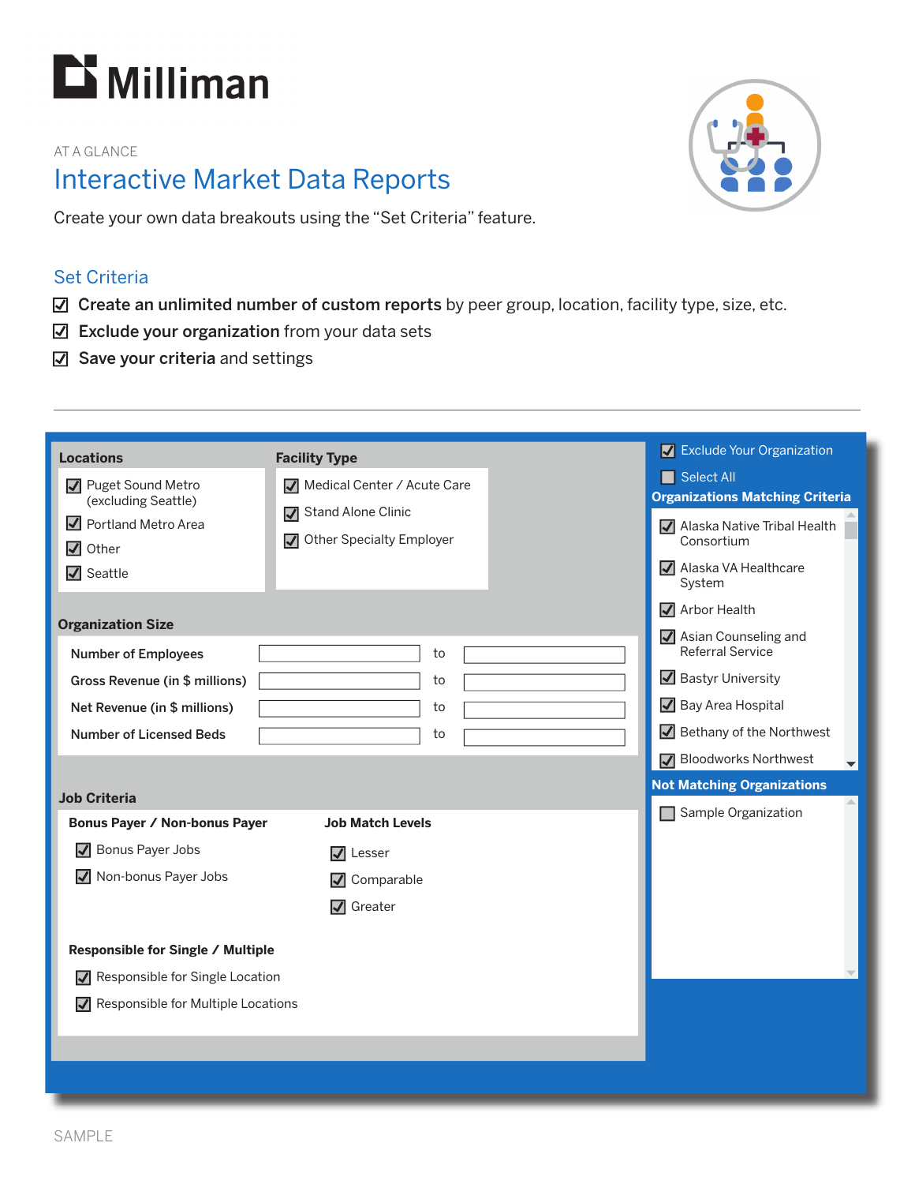# Milliman

AT A GLANCE

## Interactive Market Data Reports

Create your own data breakouts using the "Set Criteria" feature.

### Set Criteria

- ☑ **Create an unlimited number of custom reports** by peer group, location, facility type, size, etc.
- ☑ **Exclude your organization** from your data sets
- ☑ **Save your criteria** and settings

---

**Locations**

- ☑ Puget Sound Metro (excluding Seattle)
- ☑ Portland Metro Area
- ☑ Other
- ☑ Seattle

**Facility Type**

- ☑ Medical Center / Acute Care
- ☑ Stand Alone Clinic
- ☑ Other Specialty Employer

**Organization Size**

| | | | |
|---|---|---|---|
| Number of Employees | | to | |
| Gross Revenue (in $ millions) | | to | |
| Net Revenue (in $ millions) | | to | |
| Number of Licensed Beds | | to | |

**Job Criteria**

**Bonus Payer / Non-bonus Payer**

- ☑ Bonus Payer Jobs
- ☑ Non-bonus Payer Jobs

**Job Match Levels**

- ☑ Lesser
- ☑ Comparable
- ☑ Greater

**Responsible for Single / Multiple**

- ☑ Responsible for Single Location
- ☑ Responsible for Multiple Locations

- ☑ Exclude Your Organization
- ☐ Select All

**Organizations Matching Criteria**

- ☑ Alaska Native Tribal Health Consortium
- ☑ Alaska VA Healthcare System
- ☑ Arbor Health
- ☑ Asian Counseling and Referral Service
- ☑ Bastyr University
- ☑ Bay Area Hospital
- ☑ Bethany of the Northwest
- ☑ Bloodworks Northwest

**Not Matching Organizations**

- ☐ Sample Organization

SAMPLE